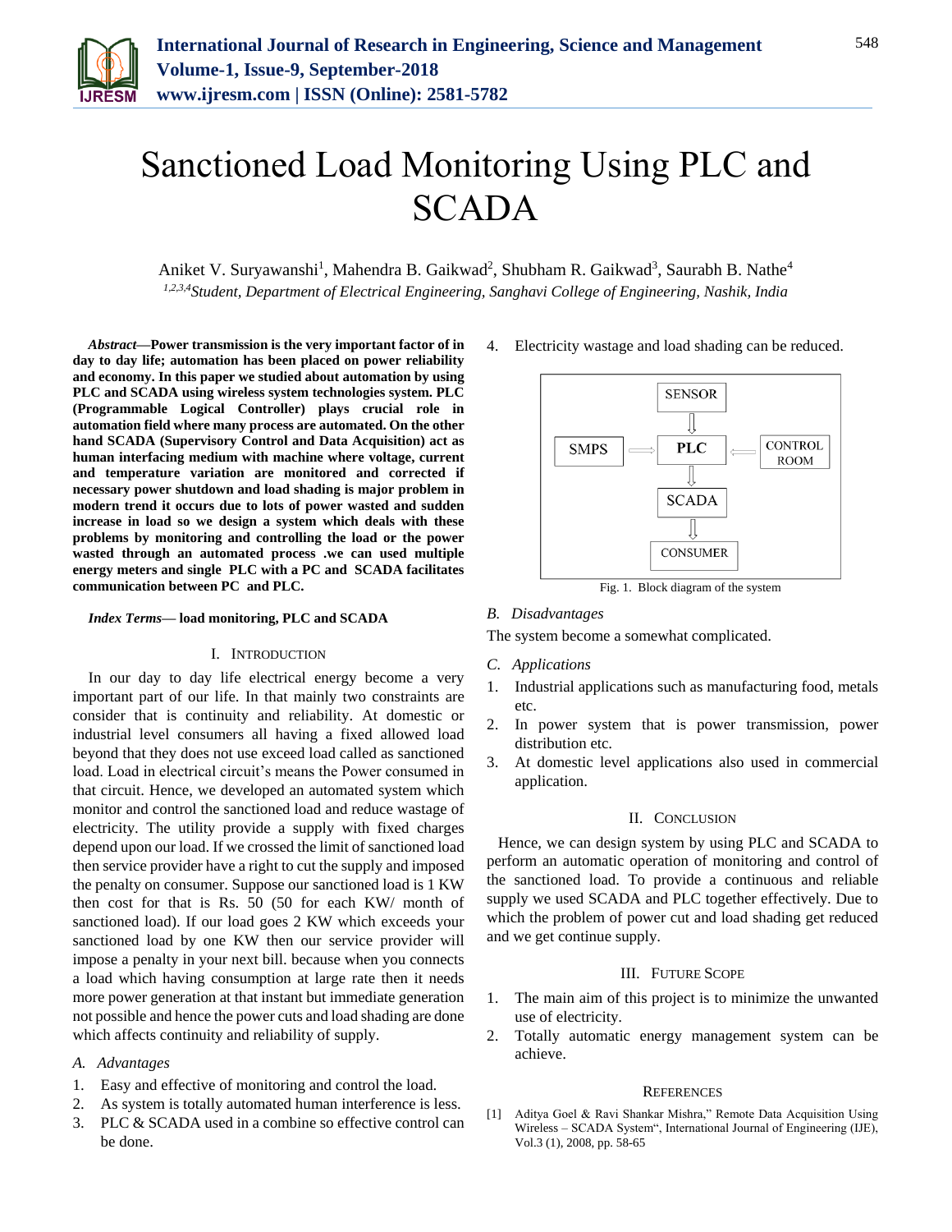# Sanctioned Load Monitoring Using PLC and SCADA

Aniket V. Suryawanshi[1], Mahendra B. Gaikwad[2], Shubham R. Gaikwad[3], Saurabh B. Nathe[4]

[1,2,3,4]*Student, Department of Electrical Engineering, Sanghavi College of Engineering, Nashik, India*

***Abstract*****—Power transmission is the very important factor of in day to day life; automation has been placed on power reliability and economy. In this paper we studied about automation by using PLC and SCADA using wireless system technologies system. PLC (Programmable Logical Controller) plays crucial role in automation field where many process are automated. On the other hand SCADA (Supervisory Control and Data Acquisition) act as human interfacing medium with machine where voltage, current and temperature variation are monitored and corrected if necessary power shutdown and load shading is major problem in modern trend it occurs due to lots of power wasted and sudden increase in load so we design a system which deals with these problems by monitoring and controlling the load or the power wasted through an automated process .we can used multiple energy meters and single PLC with a PC and SCADA facilitates communication between PC and PLC.**

***Index Terms*****— load monitoring, PLC and SCADA**

## I. Introduction

In our day to day life electrical energy become a very important part of our life. In that mainly two constraints are consider that is continuity and reliability. At domestic or industrial level consumers all having a fixed allowed load beyond that they does not use exceed load called as sanctioned load. Load in electrical circuit's means the Power consumed in that circuit. Hence, we developed an automated system which monitor and control the sanctioned load and reduce wastage of electricity. The utility provide a supply with fixed charges depend upon our load. If we crossed the limit of sanctioned load then service provider have a right to cut the supply and imposed the penalty on consumer. Suppose our sanctioned load is 1 KW then cost for that is Rs. 50 (50 for each KW/ month of sanctioned load). If our load goes 2 KW which exceeds your sanctioned load by one KW then our service provider will impose a penalty in your next bill. because when you connects a load which having consumption at large rate then it needs more power generation at that instant but immediate generation not possible and hence the power cuts and load shading are done which affects continuity and reliability of supply.

### *A. Advantages*

1. Easy and effective of monitoring and control the load.
2. As system is totally automated human interference is less.
3. PLC & SCADA used in a combine so effective control can be done.
4. Electricity wastage and load shading can be reduced.

| | SENSOR | |
|---|---|---|
| | ⇓ | |
| SMPS ⇒ | PLC | ⇐ CONTROL ROOM |
| | ⇓ | |
| | SCADA | |
| | ⇓ | |
| | CONSUMER | |

Fig. 1. Block diagram of the system

### *B. Disadvantages*

The system become a somewhat complicated.

### *C. Applications*

1. Industrial applications such as manufacturing food, metals etc.
2. In power system that is power transmission, power distribution etc.
3. At domestic level applications also used in commercial application.

## II. Conclusion

Hence, we can design system by using PLC and SCADA to perform an automatic operation of monitoring and control of the sanctioned load. To provide a continuous and reliable supply we used SCADA and PLC together effectively. Due to which the problem of power cut and load shading get reduced and we get continue supply.

## III. Future Scope

1. The main aim of this project is to minimize the unwanted use of electricity.
2. Totally automatic energy management system can be achieve.

## References

[1] Aditya Goel & Ravi Shankar Mishra," Remote Data Acquisition Using Wireless – SCADA System", International Journal of Engineering (IJE), Vol.3 (1), 2008, pp. 58-65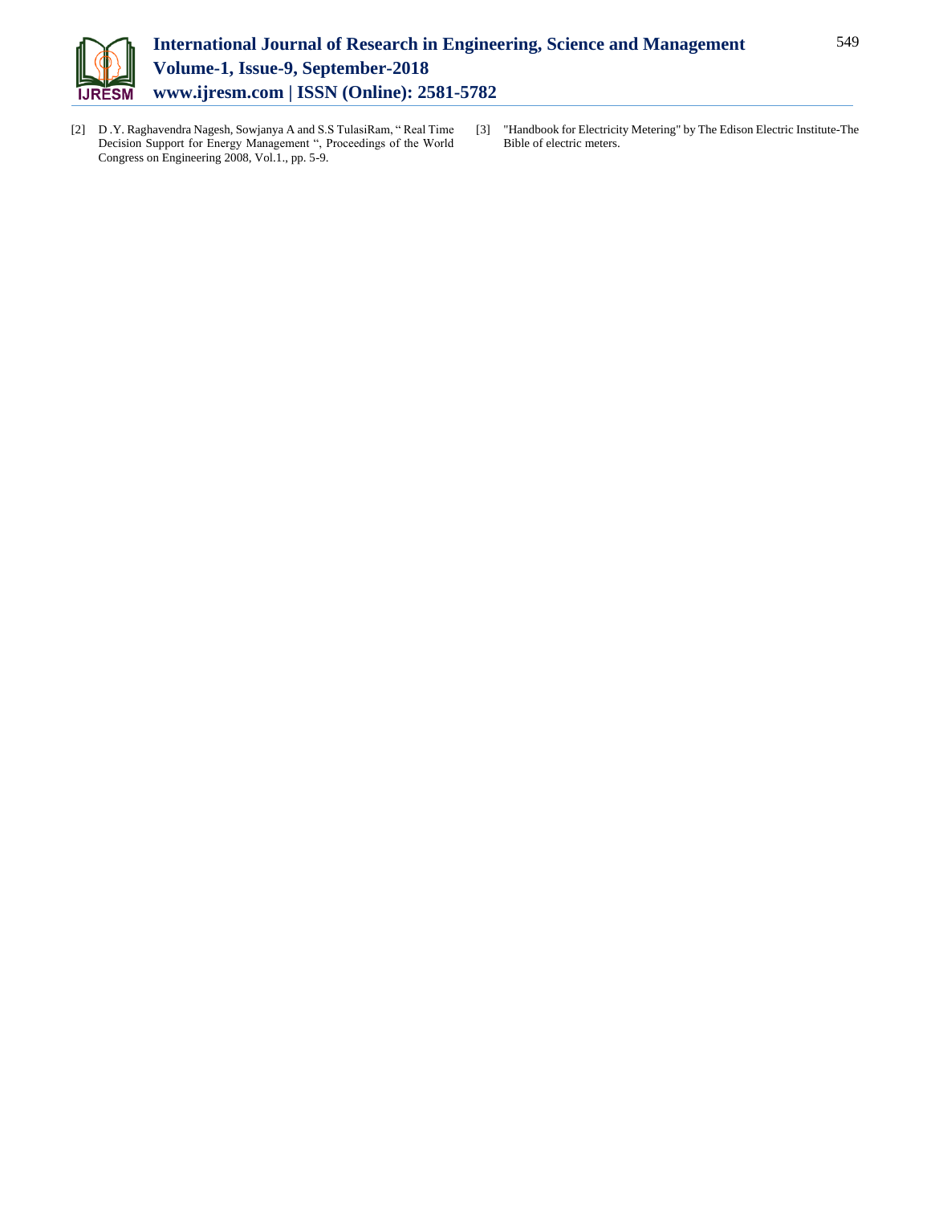[2] D .Y. Raghavendra Nagesh, Sowjanya A and S.S TulasiRam, " Real Time Decision Support for Energy Management ", Proceedings of the World Congress on Engineering 2008, Vol.1., pp. 5-9.

[3] "Handbook for Electricity Metering" by The Edison Electric Institute-The Bible of electric meters.